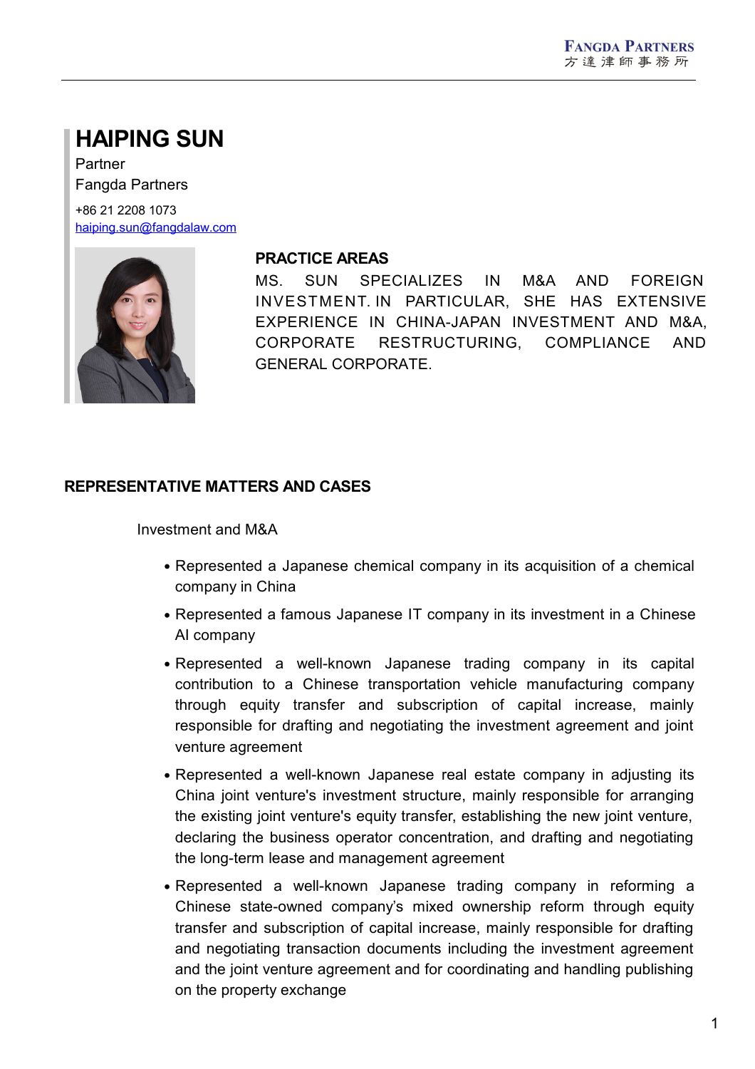# HAIPING SUN

Partner
Fangda Partners

+86 21 2208 1073
haiping.sun@fangdalaw.com

## PRACTICE AREAS

MS. SUN SPECIALIZES IN M&A AND FOREIGN INVESTMENT. IN PARTICULAR, SHE HAS EXTENSIVE EXPERIENCE IN CHINA-JAPAN INVESTMENT AND M&A, CORPORATE RESTRUCTURING, COMPLIANCE AND GENERAL CORPORATE.

## REPRESENTATIVE MATTERS AND CASES

Investment and M&A

- Represented a Japanese chemical company in its acquisition of a chemical company in China
- Represented a famous Japanese IT company in its investment in a Chinese AI company
- Represented a well-known Japanese trading company in its capital contribution to a Chinese transportation vehicle manufacturing company through equity transfer and subscription of capital increase, mainly responsible for drafting and negotiating the investment agreement and joint venture agreement
- Represented a well-known Japanese real estate company in adjusting its China joint venture's investment structure, mainly responsible for arranging the existing joint venture's equity transfer, establishing the new joint venture, declaring the business operator concentration, and drafting and negotiating the long-term lease and management agreement
- Represented a well-known Japanese trading company in reforming a Chinese state-owned company's mixed ownership reform through equity transfer and subscription of capital increase, mainly responsible for drafting and negotiating transaction documents including the investment agreement and the joint venture agreement and for coordinating and handling publishing on the property exchange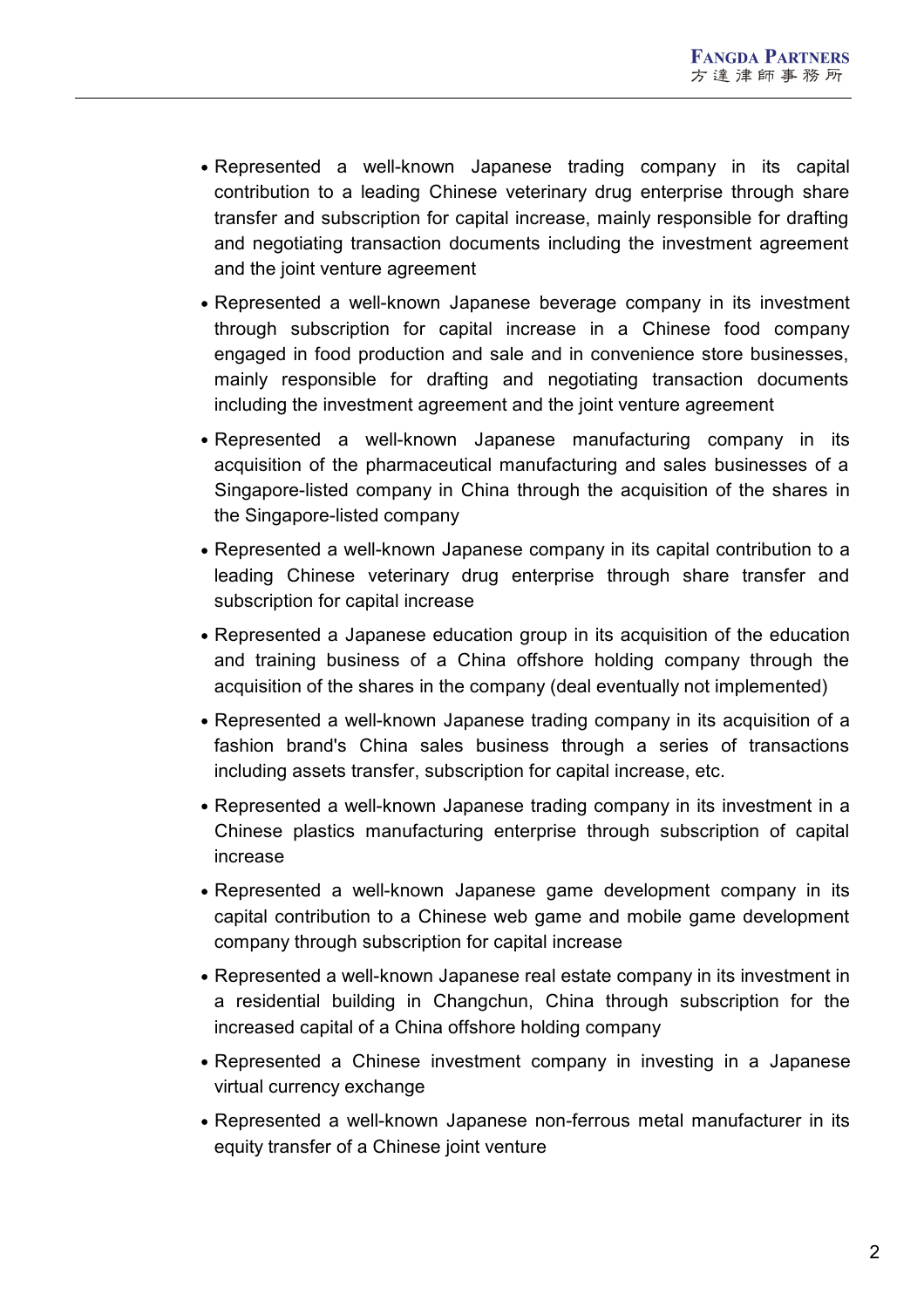- Represented a well-known Japanese trading company in its capital contribution to a leading Chinese veterinary drug enterprise through share transfer and subscription for capital increase, mainly responsible for drafting and negotiating transaction documents including the investment agreement and the joint venture agreement
- Represented a well-known Japanese beverage company in its investment through subscription for capital increase in a Chinese food company engaged in food production and sale and in convenience store businesses, mainly responsible for drafting and negotiating transaction documents including the investment agreement and the joint venture agreement
- Represented a well-known Japanese manufacturing company in its acquisition of the pharmaceutical manufacturing and sales businesses of a Singapore-listed company in China through the acquisition of the shares in the Singapore-listed company
- Represented a well-known Japanese company in its capital contribution to a leading Chinese veterinary drug enterprise through share transfer and subscription for capital increase
- Represented a Japanese education group in its acquisition of the education and training business of a China offshore holding company through the acquisition of the shares in the company (deal eventually not implemented)
- Represented a well-known Japanese trading company in its acquisition of a fashion brand's China sales business through a series of transactions including assets transfer, subscription for capital increase, etc.
- Represented a well-known Japanese trading company in its investment in a Chinese plastics manufacturing enterprise through subscription of capital increase
- Represented a well-known Japanese game development company in its capital contribution to a Chinese web game and mobile game development company through subscription for capital increase
- Represented a well-known Japanese real estate company in its investment in a residential building in Changchun, China through subscription for the increased capital of a China offshore holding company
- Represented a Chinese investment company in investing in a Japanese virtual currency exchange
- Represented a well-known Japanese non-ferrous metal manufacturer in its equity transfer of a Chinese joint venture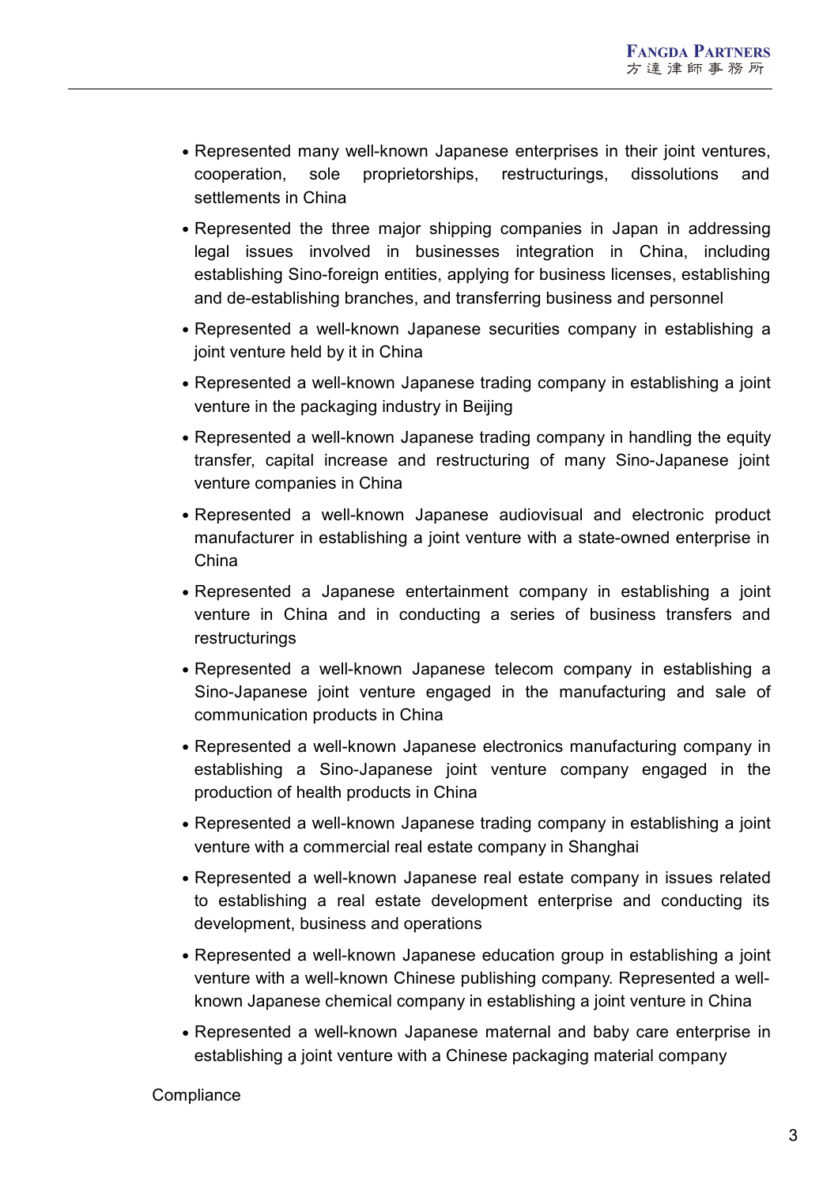- Represented many well-known Japanese enterprises in their joint ventures, cooperation, sole proprietorships, restructurings, dissolutions and settlements in China
- Represented the three major shipping companies in Japan in addressing legal issues involved in businesses integration in China, including establishing Sino-foreign entities, applying for business licenses, establishing and de-establishing branches, and transferring business and personnel
- Represented a well-known Japanese securities company in establishing a joint venture held by it in China
- Represented a well-known Japanese trading company in establishing a joint venture in the packaging industry in Beijing
- Represented a well-known Japanese trading company in handling the equity transfer, capital increase and restructuring of many Sino-Japanese joint venture companies in China
- Represented a well-known Japanese audiovisual and electronic product manufacturer in establishing a joint venture with a state-owned enterprise in China
- Represented a Japanese entertainment company in establishing a joint venture in China and in conducting a series of business transfers and restructurings
- Represented a well-known Japanese telecom company in establishing a Sino-Japanese joint venture engaged in the manufacturing and sale of communication products in China
- Represented a well-known Japanese electronics manufacturing company in establishing a Sino-Japanese joint venture company engaged in the production of health products in China
- Represented a well-known Japanese trading company in establishing a joint venture with a commercial real estate company in Shanghai
- Represented a well-known Japanese real estate company in issues related to establishing a real estate development enterprise and conducting its development, business and operations
- Represented a well-known Japanese education group in establishing a joint venture with a well-known Chinese publishing company. Represented a well-known Japanese chemical company in establishing a joint venture in China
- Represented a well-known Japanese maternal and baby care enterprise in establishing a joint venture with a Chinese packaging material company

Compliance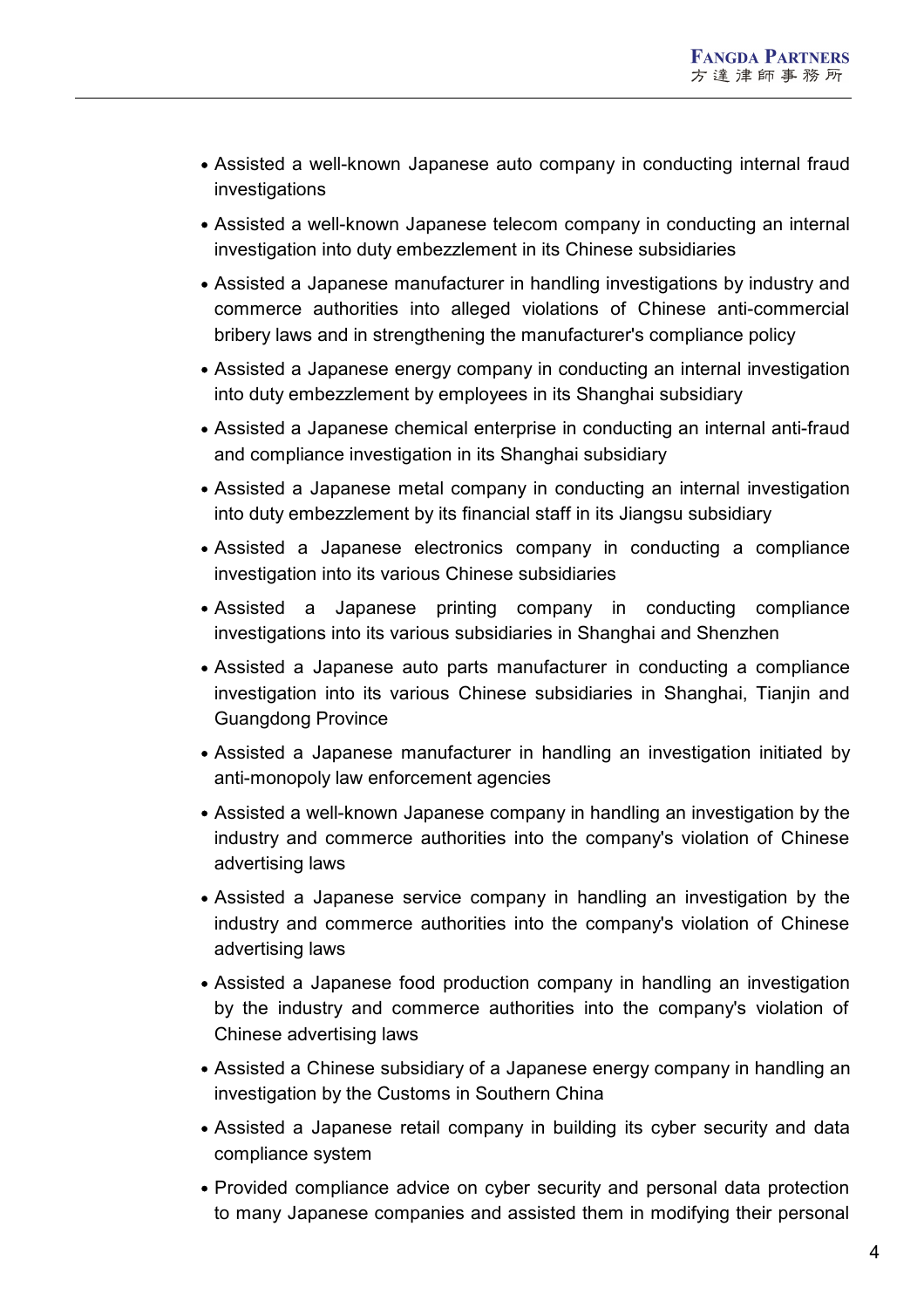- Assisted a well-known Japanese auto company in conducting internal fraud investigations
- Assisted a well-known Japanese telecom company in conducting an internal investigation into duty embezzlement in its Chinese subsidiaries
- Assisted a Japanese manufacturer in handling investigations by industry and commerce authorities into alleged violations of Chinese anti-commercial bribery laws and in strengthening the manufacturer's compliance policy
- Assisted a Japanese energy company in conducting an internal investigation into duty embezzlement by employees in its Shanghai subsidiary
- Assisted a Japanese chemical enterprise in conducting an internal anti-fraud and compliance investigation in its Shanghai subsidiary
- Assisted a Japanese metal company in conducting an internal investigation into duty embezzlement by its financial staff in its Jiangsu subsidiary
- Assisted a Japanese electronics company in conducting a compliance investigation into its various Chinese subsidiaries
- Assisted a Japanese printing company in conducting compliance investigations into its various subsidiaries in Shanghai and Shenzhen
- Assisted a Japanese auto parts manufacturer in conducting a compliance investigation into its various Chinese subsidiaries in Shanghai, Tianjin and Guangdong Province
- Assisted a Japanese manufacturer in handling an investigation initiated by anti-monopoly law enforcement agencies
- Assisted a well-known Japanese company in handling an investigation by the industry and commerce authorities into the company's violation of Chinese advertising laws
- Assisted a Japanese service company in handling an investigation by the industry and commerce authorities into the company's violation of Chinese advertising laws
- Assisted a Japanese food production company in handling an investigation by the industry and commerce authorities into the company's violation of Chinese advertising laws
- Assisted a Chinese subsidiary of a Japanese energy company in handling an investigation by the Customs in Southern China
- Assisted a Japanese retail company in building its cyber security and data compliance system
- Provided compliance advice on cyber security and personal data protection to many Japanese companies and assisted them in modifying their personal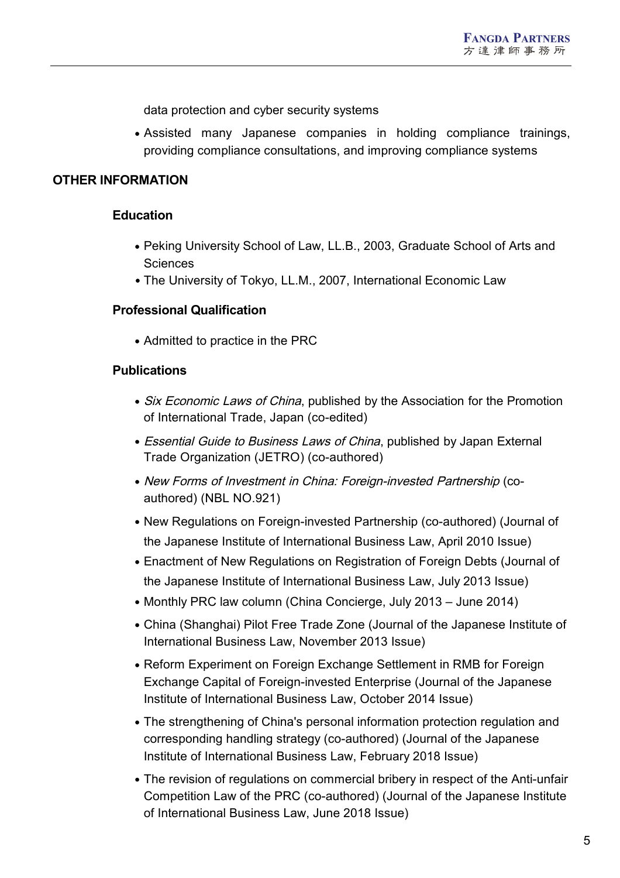data protection and cyber security systems

- Assisted many Japanese companies in holding compliance trainings, providing compliance consultations, and improving compliance systems

## OTHER INFORMATION

### Education

- Peking University School of Law, LL.B., 2003, Graduate School of Arts and Sciences
- The University of Tokyo, LL.M., 2007, International Economic Law

### Professional Qualification

- Admitted to practice in the PRC

### Publications

- *Six Economic Laws of China*, published by the Association for the Promotion of International Trade, Japan (co-edited)
- *Essential Guide to Business Laws of China*, published by Japan External Trade Organization (JETRO) (co-authored)
- *New Forms of Investment in China: Foreign-invested Partnership* (co-authored) (NBL NO.921)
- New Regulations on Foreign-invested Partnership (co-authored) (Journal of the Japanese Institute of International Business Law, April 2010 Issue)
- Enactment of New Regulations on Registration of Foreign Debts (Journal of the Japanese Institute of International Business Law, July 2013 Issue)
- Monthly PRC law column (China Concierge, July 2013 – June 2014)
- China (Shanghai) Pilot Free Trade Zone (Journal of the Japanese Institute of International Business Law, November 2013 Issue)
- Reform Experiment on Foreign Exchange Settlement in RMB for Foreign Exchange Capital of Foreign-invested Enterprise (Journal of the Japanese Institute of International Business Law, October 2014 Issue)
- The strengthening of China's personal information protection regulation and corresponding handling strategy (co-authored) (Journal of the Japanese Institute of International Business Law, February 2018 Issue)
- The revision of regulations on commercial bribery in respect of the Anti-unfair Competition Law of the PRC (co-authored) (Journal of the Japanese Institute of International Business Law, June 2018 Issue)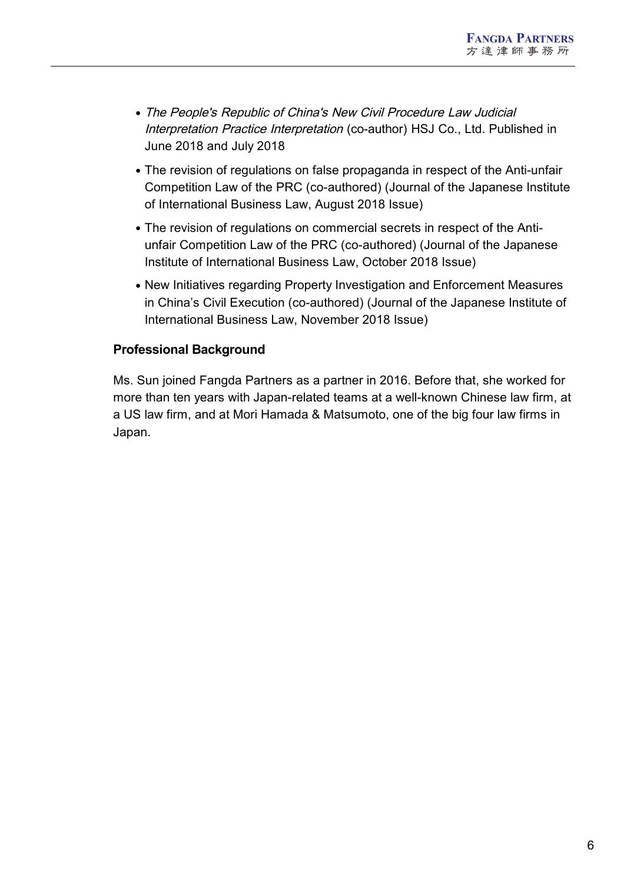- *The People's Republic of China's New Civil Procedure Law Judicial Interpretation Practice Interpretation* (co-author) HSJ Co., Ltd. Published in June 2018 and July 2018
- The revision of regulations on false propaganda in respect of the Anti-unfair Competition Law of the PRC (co-authored) (Journal of the Japanese Institute of International Business Law, August 2018 Issue)
- The revision of regulations on commercial secrets in respect of the Anti-unfair Competition Law of the PRC (co-authored) (Journal of the Japanese Institute of International Business Law, October 2018 Issue)
- New Initiatives regarding Property Investigation and Enforcement Measures in China's Civil Execution (co-authored) (Journal of the Japanese Institute of International Business Law, November 2018 Issue)

**Professional Background**

Ms. Sun joined Fangda Partners as a partner in 2016. Before that, she worked for more than ten years with Japan-related teams at a well-known Chinese law firm, at a US law firm, and at Mori Hamada & Matsumoto, one of the big four law firms in Japan.